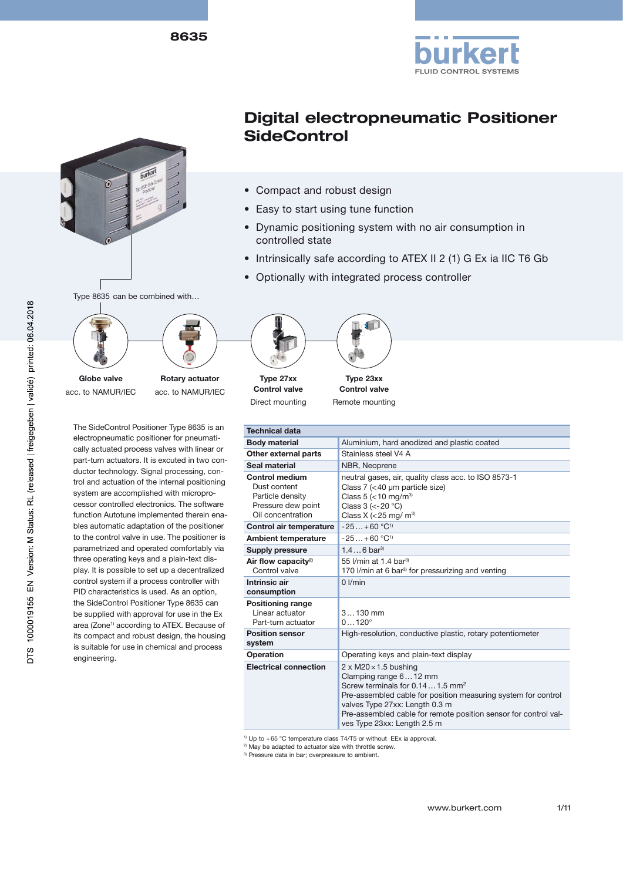# Digital electropneumatic Positioner SideControl

- Compact and robust design
- Easy to start using tune function
- Dynamic positioning system with no air consumption in controlled state
- Intrinsically safe according to ATEX II 2 (1) G Ex ia IIC T6 Gb
- Optionally with integrated process controller

Type 8635 can be combined with…

| Globe valve | Rotary actuator | Type 27xx Control valve | Type 23xx Control valve |
|---|---|---|---|
| acc. to NAMUR/IEC | acc. to NAMUR/IEC | Direct mounting | Remote mounting |

The SideControl Positioner Type 8635 is an electropneumatic positioner for pneumatically actuated process valves with linear or part-turn actuators. It is excuted in two conductor technology. Signal processing, control and actuation of the internal positioning system are accomplished with microprocessor controlled electronics. The software function Autotune implemented therein enables automatic adaptation of the positioner to the control valve in use. The positioner is parametrized and operated comfortably via three operating keys and a plain-text display. It is possible to set up a decentralized control system if a process controller with PID characteristics is used. As an option, the SideControl Positioner Type 8635 can be supplied with approval for use in the Ex area (Zone[1]) according to ATEX. Because of its compact and robust design, the housing is suitable for use in chemical and process engineering.

| Technical data | |
|---|---|
| **Body material** | Aluminium, hard anodized and plastic coated |
| **Other external parts** | Stainless steel V4 A |
| **Seal material** | NBR, Neoprene |
| **Control medium**<br>Dust content<br>Particle density<br>Pressure dew point<br>Oil concentration | neutral gases, air, quality class acc. to ISO 8573-1<br>Class 7 (<40 µm particle size)<br>Class 5 (<10 mg/m³)<br>Class 3 (<-20 °C)<br>Class X (<25 mg/ m³) |
| **Control air temperature** | -25…+60 °C[1] |
| **Ambient temperature** | -25…+60 °C[1] |
| **Supply pressure** | 1.4…6 bar[3] |
| **Air flow capacity**[2]<br>Control valve | 55 l/min at 1.4 bar[3]<br>170 l/min at 6 bar[3] for pressurizing and venting |
| **Intrinsic air consumption** | 0 l/min |
| **Positioning range**<br>Linear actuator<br>Part-turn actuator | <br>3…130 mm<br>0…120° |
| **Position sensor system** | High-resolution, conductive plastic, rotary potentiometer |
| **Operation** | Operating keys and plain-text display |
| **Electrical connection** | 2 x M20 × 1.5 bushing<br>Clamping range 6…12 mm<br>Screw terminals for 0.14…1.5 mm²<br>Pre-assembled cable for position measuring system for control valves Type 27xx: Length 0.3 m<br>Pre-assembled cable for remote position sensor for control valves Type 23xx: Length 2.5 m |

[1] Up to +65 °C temperature class T4/T5 or without EEx ia approval.
[2] May be adapted to actuator size with throttle screw.
[3] Pressure data in bar; overpressure to ambient.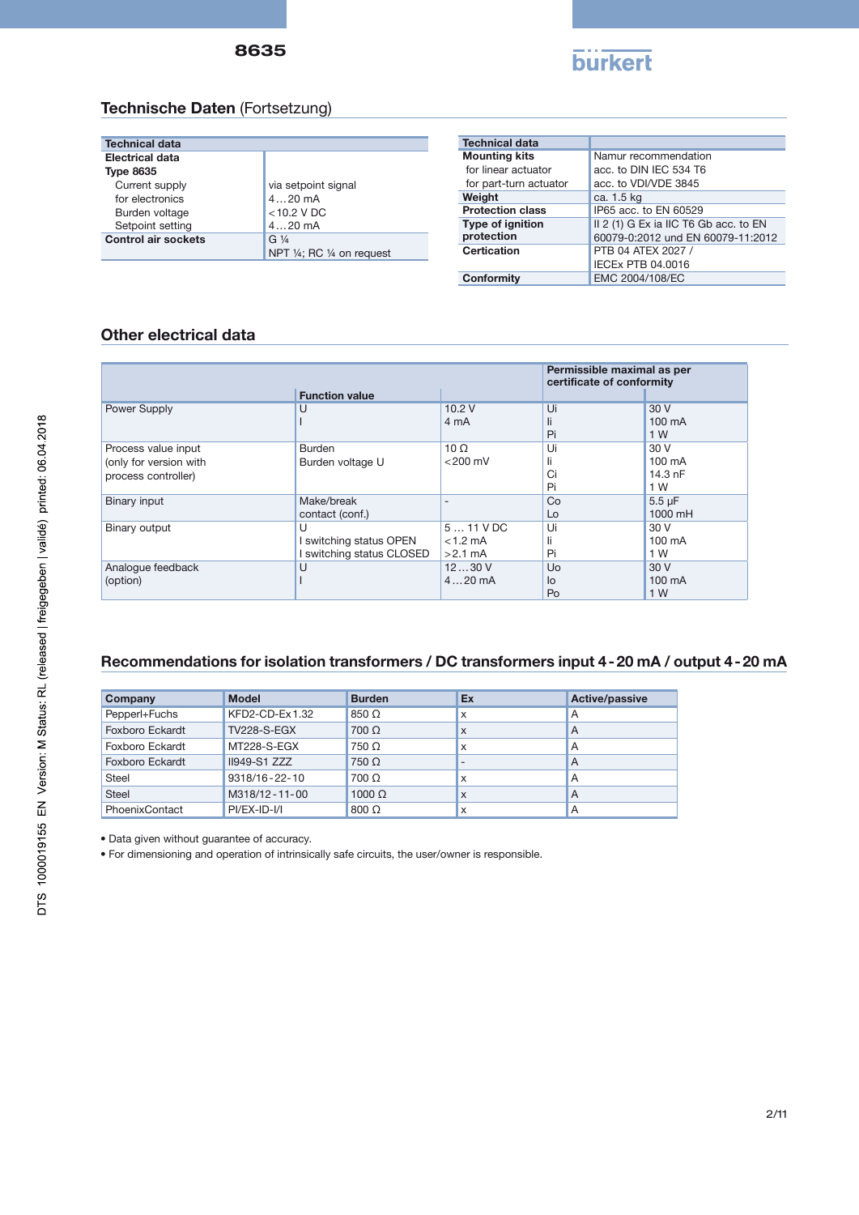## Technische Daten (Fortsetzung)

| Technical data | |
|---|---|
| **Electrical data** | |
| **Type 8635** | |
| Current supply for electronics | via setpoint signal 4…20 mA |
| Burden voltage | <10.2 V DC |
| Setpoint setting | 4…20 mA |
| **Control air sockets** | G ¼<br>NPT ¼; RC ¼ on request |

| Technical data | |
|---|---|
| **Mounting kits** | Namur recommendation |
| for linear actuator | acc. to DIN IEC 534 T6 |
| for part-turn actuator | acc. to VDI/VDE 3845 |
| **Weight** | ca. 1.5 kg |
| **Protection class** | IP65 acc. to EN 60529 |
| **Type of ignition protection** | II 2 (1) G Ex ia IIC T6 Gb acc. to EN 60079-0:2012 und EN 60079-11:2012 |
| **Certication** | PTB 04 ATEX 2027 /<br>IECEx PTB 04.0016 |
| **Conformity** | EMC 2004/108/EC |

## Other electrical data

| | **Function value** | | **Permissible maximal as per certificate of conformity** | |
|---|---|---|---|---|
| Power Supply | U<br>I | 10.2 V<br>4 mA | Ui<br>Ii<br>Pi | 30 V<br>100 mA<br>1 W |
| Process value input (only for version with process controller) | Burden<br>Burden voltage U | 10 Ω<br><200 mV | Ui<br>Ii<br>Ci<br>Pi | 30 V<br>100 mA<br>14.3 nF<br>1 W |
| Binary input | Make/break contact (conf.) | - | Co<br>Lo | 5.5 µF<br>1000 mH |
| Binary output | U<br>I switching status OPEN<br>I switching status CLOSED | 5 … 11 V DC<br><1.2 mA<br>>2.1 mA | Ui<br>Ii<br>Pi | 30 V<br>100 mA<br>1 W |
| Analogue feedback (option) | U<br>I | 12…30 V<br>4…20 mA | Uo<br>Io<br>Po | 30 V<br>100 mA<br>1 W |

## Recommendations for isolation transformers / DC transformers input 4 - 20 mA / output 4 - 20 mA

| Company | Model | Burden | Ex | Active/passive |
|---|---|---|---|---|
| Pepperl+Fuchs | KFD2-CD-Ex1.32 | 850 Ω | x | A |
| Foxboro Eckardt | TV228-S-EGX | 700 Ω | x | A |
| Foxboro Eckardt | MT228-S-EGX | 750 Ω | x | A |
| Foxboro Eckardt | II949-S1 ZZZ | 750 Ω | - | A |
| Steel | 9318/16-22-10 | 700 Ω | x | A |
| Steel | M318/12-11-00 | 1000 Ω | x | A |
| PhoenixContact | PI/EX-ID-I/I | 800 Ω | x | A |

- Data given without guarantee of accuracy.
- For dimensioning and operation of intrinsically safe circuits, the user/owner is responsible.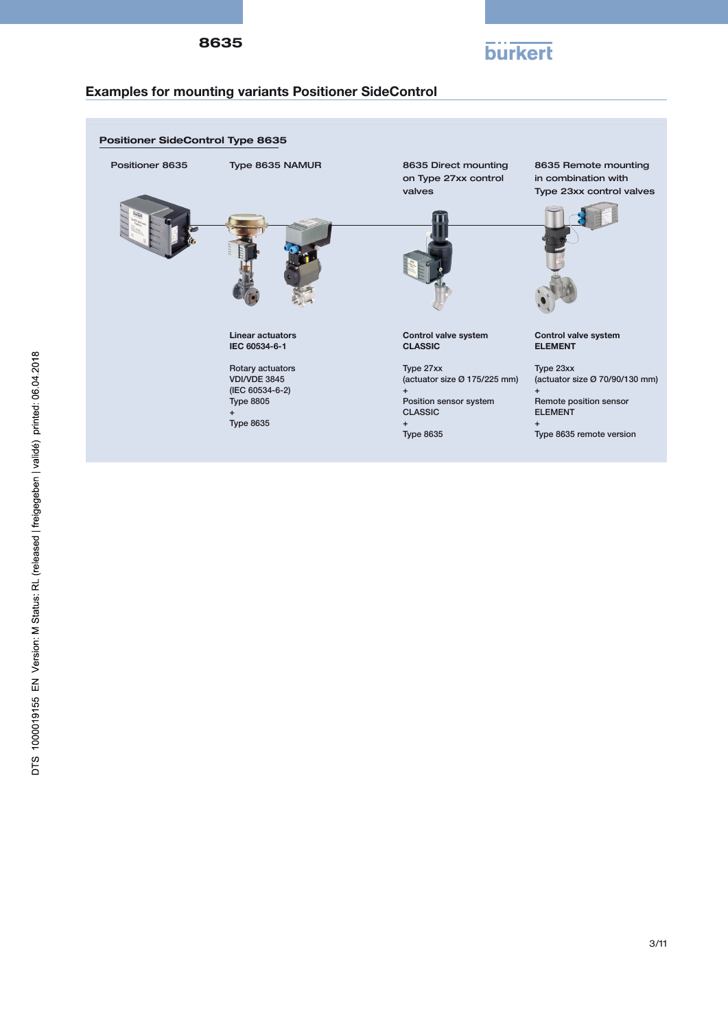## Examples for mounting variants Positioner SideControl

### Positioner SideControl Type 8635

| Positioner 8635 | Type 8635 NAMUR | 8635 Direct mounting on Type 27xx control valves | 8635 Remote mounting in combination with Type 23xx control valves |
|---|---|---|---|
| | **Linear actuators**<br>**IEC 60534-6-1**<br><br>Rotary actuators<br>VDI/VDE 3845<br>(IEC 60534-6-2)<br>Type 8805<br>+<br>Type 8635 | **Control valve system**<br>**CLASSIC**<br><br>Type 27xx<br>(actuator size Ø 175/225 mm)<br>+<br>Position sensor system<br>CLASSIC<br>+<br>Type 8635 | **Control valve system**<br>**ELEMENT**<br><br>Type 23xx<br>(actuator size Ø 70/90/130 mm)<br>+<br>Remote position sensor<br>ELEMENT<br>+<br>Type 8635 remote version |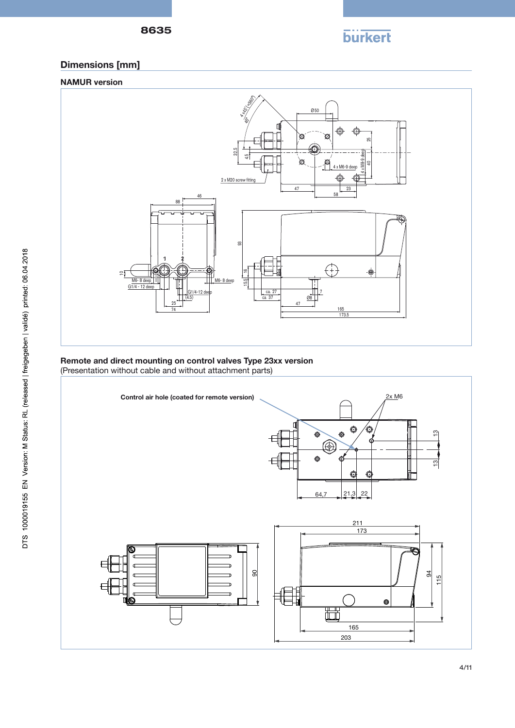## Dimensions [mm]

### NAMUR version

### Remote and direct mounting on control valves Type 23xx version

(Presentation without cable and without attachment parts)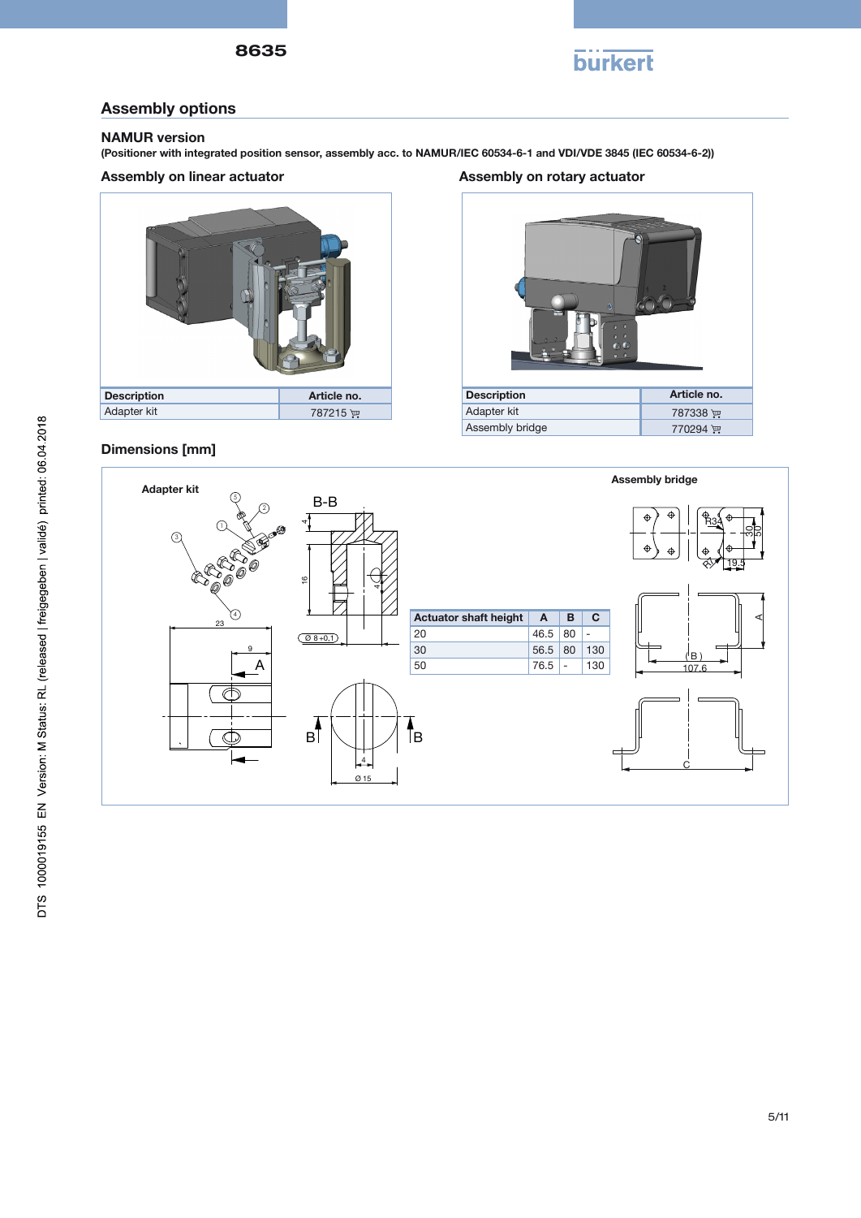## Assembly options

### NAMUR version

**(Positioner with integrated position sensor, assembly acc. to NAMUR/IEC 60534-6-1 and VDI/VDE 3845 (IEC 60534-6-2))**

#### Assembly on linear actuator

| Description | Article no. |
|---|---|
| Adapter kit | 787215 |

#### Assembly on rotary actuator

| Description | Article no. |
|---|---|
| Adapter kit | 787338 |
| Assembly bridge | 770294 |

### Dimensions [mm]

Adapter kit

Assembly bridge

| Actuator shaft height | A | B | C |
|---|---|---|---|
| 20 | 46.5 | 80 | - |
| 30 | 56.5 | 80 | 130 |
| 50 | 76.5 | - | 130 |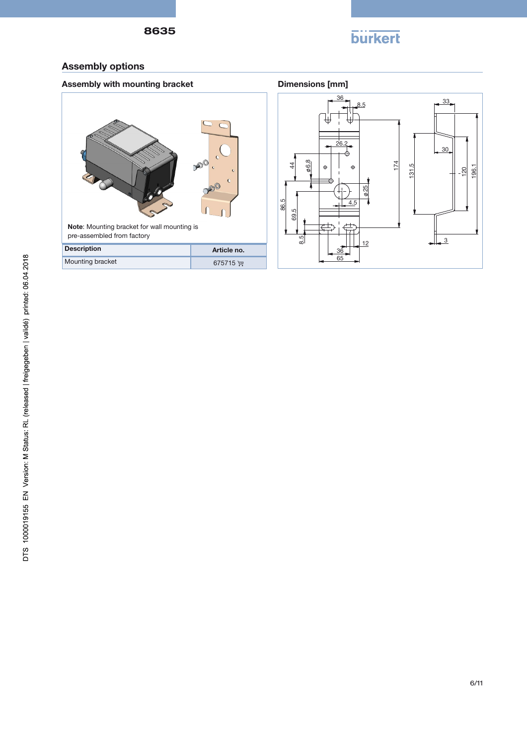## Assembly options

### Assembly with mounting bracket

**Note**: Mounting bracket for wall mounting is pre-assembled from factory

| Description | Article no. |
| --- | --- |
| Mounting bracket | 675715 |

### Dimensions [mm]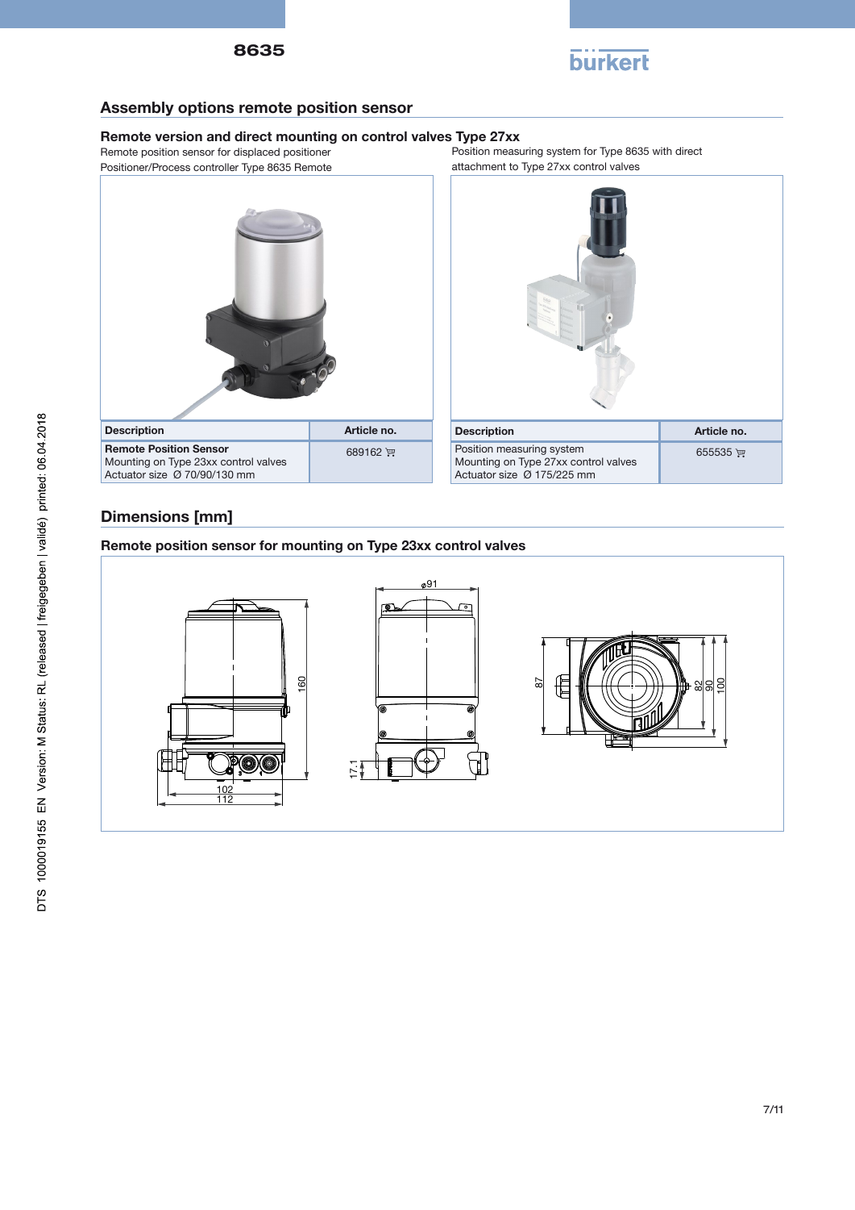## Assembly options remote position sensor

### Remote version and direct mounting on control valves Type 27xx

Remote position sensor for displaced positioner
Positioner/Process controller Type 8635 Remote

| Description | Article no. |
|---|---|
| **Remote Position Sensor**<br>Mounting on Type 23xx control valves<br>Actuator size Ø 70/90/130 mm | 689162 |

Position measuring system for Type 8635 with direct attachment to Type 27xx control valves

| Description | Article no. |
|---|---|
| Position measuring system<br>Mounting on Type 27xx control valves<br>Actuator size Ø 175/225 mm | 655535 |

## Dimensions [mm]

### Remote position sensor for mounting on Type 23xx control valves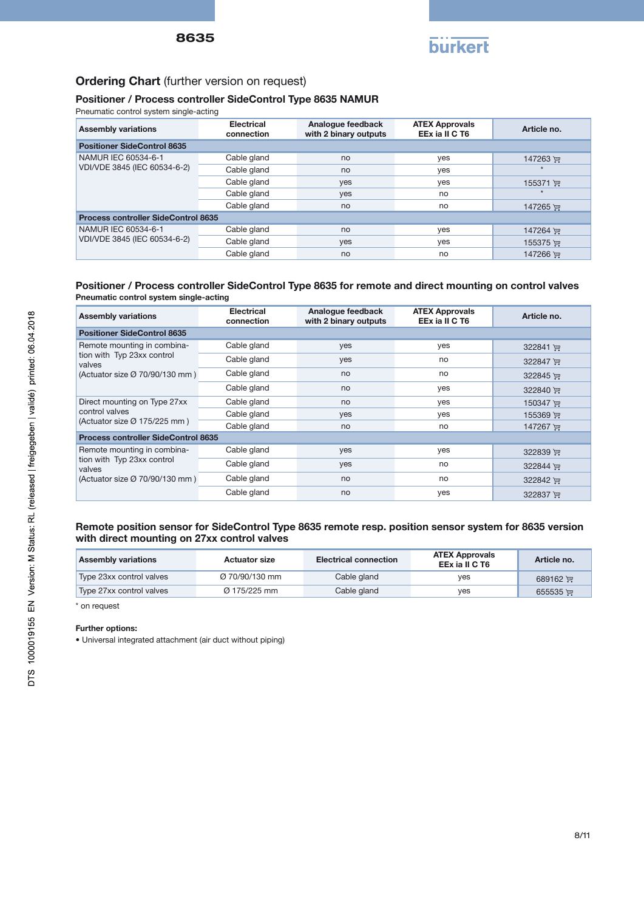## Ordering Chart (further version on request)

### Positioner / Process controller SideControl Type 8635 NAMUR

Pneumatic control system single-acting

| Assembly variations | Electrical connection | Analogue feedback with 2 binary outputs | ATEX Approvals EEx ia II C T6 | Article no. |
|---|---|---|---|---|
| **Positioner SideControl 8635** | | | | |
| NAMUR IEC 60534-6-1 VDI/VDE 3845 (IEC 60534-6-2) | Cable gland | no | yes | 147263 |
| | Cable gland | no | yes | * |
| | Cable gland | yes | yes | 155371 |
| | Cable gland | yes | no | * |
| | Cable gland | no | no | 147265 |
| **Process controller SideControl 8635** | | | | |
| NAMUR IEC 60534-6-1 VDI/VDE 3845 (IEC 60534-6-2) | Cable gland | no | yes | 147264 |
| | Cable gland | yes | yes | 155375 |
| | Cable gland | no | no | 147266 |

### Positioner / Process controller SideControl Type 8635 for remote and direct mounting on control valves

**Pneumatic control system single-acting**

| Assembly variations | Electrical connection | Analogue feedback with 2 binary outputs | ATEX Approvals EEx ia II C T6 | Article no. |
|---|---|---|---|---|
| **Positioner SideControl 8635** | | | | |
| Remote mounting in combination with Typ 23xx control valves (Actuator size Ø 70/90/130 mm ) | Cable gland | yes | yes | 322841 |
| | Cable gland | yes | no | 322847 |
| | Cable gland | no | no | 322845 |
| | Cable gland | no | yes | 322840 |
| Direct mounting on Type 27xx control valves (Actuator size Ø 175/225 mm ) | Cable gland | no | yes | 150347 |
| | Cable gland | yes | yes | 155369 |
| | Cable gland | no | no | 147267 |
| **Process controller SideControl 8635** | | | | |
| Remote mounting in combination with Typ 23xx control valves (Actuator size Ø 70/90/130 mm ) | Cable gland | yes | yes | 322839 |
| | Cable gland | yes | no | 322844 |
| | Cable gland | no | no | 322842 |
| | Cable gland | no | yes | 322837 |

### Remote position sensor for SideControl Type 8635 remote resp. position sensor system for 8635 version with direct mounting on 27xx control valves

| Assembly variations | Actuator size | Electrical connection | ATEX Approvals EEx ia II C T6 | Article no. |
|---|---|---|---|---|
| Type 23xx control valves | Ø 70/90/130 mm | Cable gland | yes | 689162 |
| Type 27xx control valves | Ø 175/225 mm | Cable gland | yes | 655535 |

* on request

**Further options:**

- Universal integrated attachment (air duct without piping)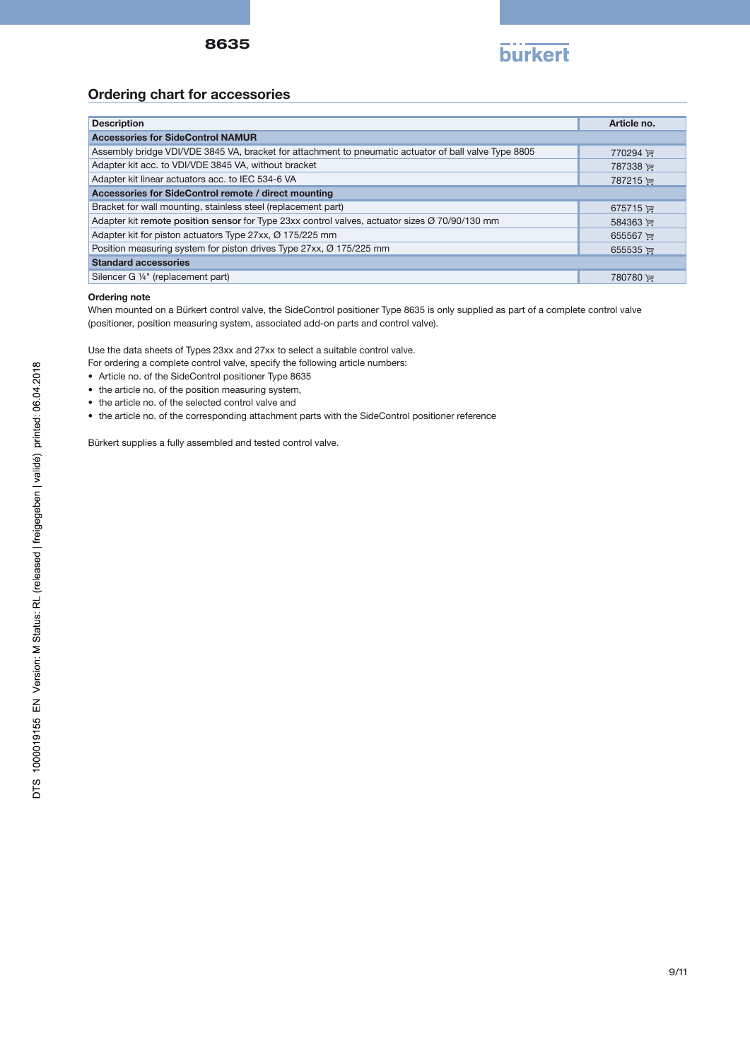## Ordering chart for accessories

| Description | Article no. |
|---|---|
| **Accessories for SideControl NAMUR** | |
| Assembly bridge VDI/VDE 3845 VA, bracket for attachment to pneumatic actuator of ball valve Type 8805 | 770294 |
| Adapter kit acc. to VDI/VDE 3845 VA, without bracket | 787338 |
| Adapter kit linear actuators acc. to IEC 534-6 VA | 787215 |
| **Accessories for SideControl remote / direct mounting** | |
| Bracket for wall mounting, stainless steel (replacement part) | 675715 |
| Adapter kit **remote position sensor** for Type 23xx control valves, actuator sizes Ø 70/90/130 mm | 584363 |
| Adapter kit for piston actuators Type 27xx, Ø 175/225 mm | 655567 |
| Position measuring system for piston drives Type 27xx, Ø 175/225 mm | 655535 |
| **Standard accessories** | |
| Silencer G ¼" (replacement part) | 780780 |

**Ordering note**

When mounted on a Bürkert control valve, the SideControl positioner Type 8635 is only supplied as part of a complete control valve (positioner, position measuring system, associated add-on parts and control valve).

Use the data sheets of Types 23xx and 27xx to select a suitable control valve.
For ordering a complete control valve, specify the following article numbers:

- Article no. of the SideControl positioner Type 8635
- the article no. of the position measuring system,
- the article no. of the selected control valve and
- the article no. of the corresponding attachment parts with the SideControl positioner reference

Bürkert supplies a fully assembled and tested control valve.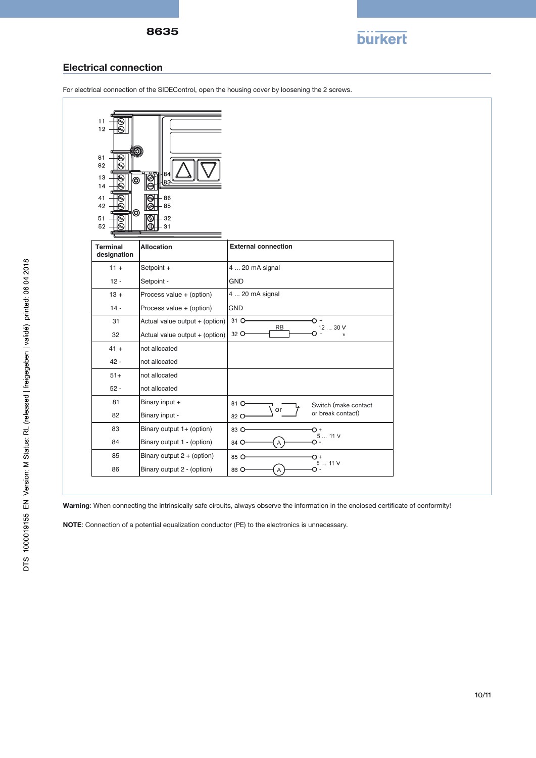## Electrical connection

For electrical connection of the SIDEControl, open the housing cover by loosening the 2 screws.

| Terminal designation | Allocation | External connection |
|---|---|---|
| 11 + | Setpoint + | 4 ... 20 mA signal |
| 12 - | Setpoint - | GND |
| 13 + | Process value + (option) | 4 ... 20 mA signal |
| 14 - | Process value + (option) | GND |
| 31 | Actual value output + (option) | 31 – RB – + 12 ... 30 V |
| 32 | Actual value output + (option) | 32 – - |
| 41 + | not allocated | |
| 42 - | not allocated | |
| 51+ | not allocated | |
| 52 - | not allocated | |
| 81 | Binary input + | Switch (make contact or break contact) |
| 82 | Binary input - | |
| 83 | Binary output 1+ (option) | 83 – + 5 ... 11 V |
| 84 | Binary output 1 - (option) | 84 – A – - |
| 85 | Binary output 2 + (option) | 85 – + 5 ... 11 V |
| 86 | Binary output 2 - (option) | 86 – A – - |

**Warning**: When connecting the intrinsically safe circuits, always observe the information in the enclosed certificate of conformity!

**NOTE**: Connection of a potential equalization conductor (PE) to the electronics is unnecessary.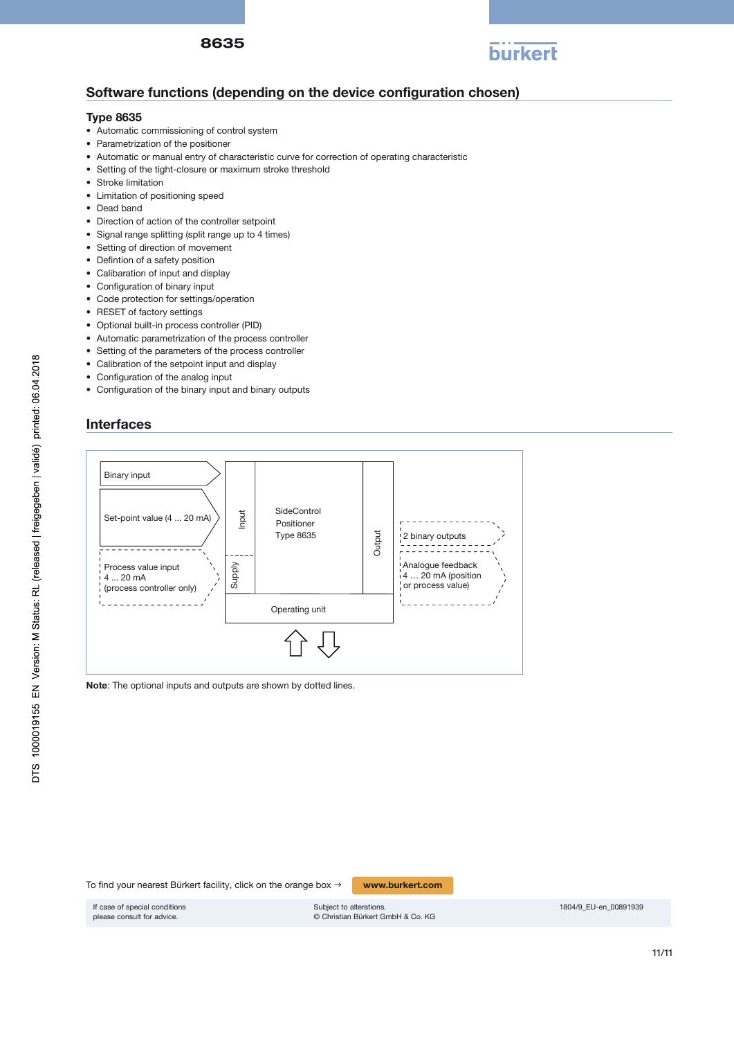## Software functions (depending on the device configuration chosen)

### Type 8635

- Automatic commissioning of control system
- Parametrization of the positioner
- Automatic or manual entry of characteristic curve for correction of operating characteristic
- Setting of the tight-closure or maximum stroke threshold
- Stroke limitation
- Limitation of positioning speed
- Dead band
- Direction of action of the controller setpoint
- Signal range splitting (split range up to 4 times)
- Setting of direction of movement
- Defintion of a safety position
- Calibaration of input and display
- Configuration of binary input
- Code protection for settings/operation
- RESET of factory settings
- Optional built-in process controller (PID)
- Automatic parametrization of the process controller
- Setting of the parameters of the process controller
- Calibration of the setpoint input and display
- Configuration of the analog input
- Configuration of the binary input and binary outputs

## Interfaces

Binary input

Set-point value (4 ... 20 mA)

Process value input
4 ... 20 mA
(process controller only)

Input

Supply

SideControl
Positioner
Type 8635

Output

Operating unit

2 binary outputs

Analogue feedback
4 ... 20 mA (position
or process value)

**Note**: The optional inputs and outputs are shown by dotted lines.

To find your nearest Bürkert facility, click on the orange box → **www.burkert.com**

If case of special conditions please consult for advice.

Subject to alterations.
© Christian Bürkert GmbH & Co. KG

1804/9_EU-en_00891939